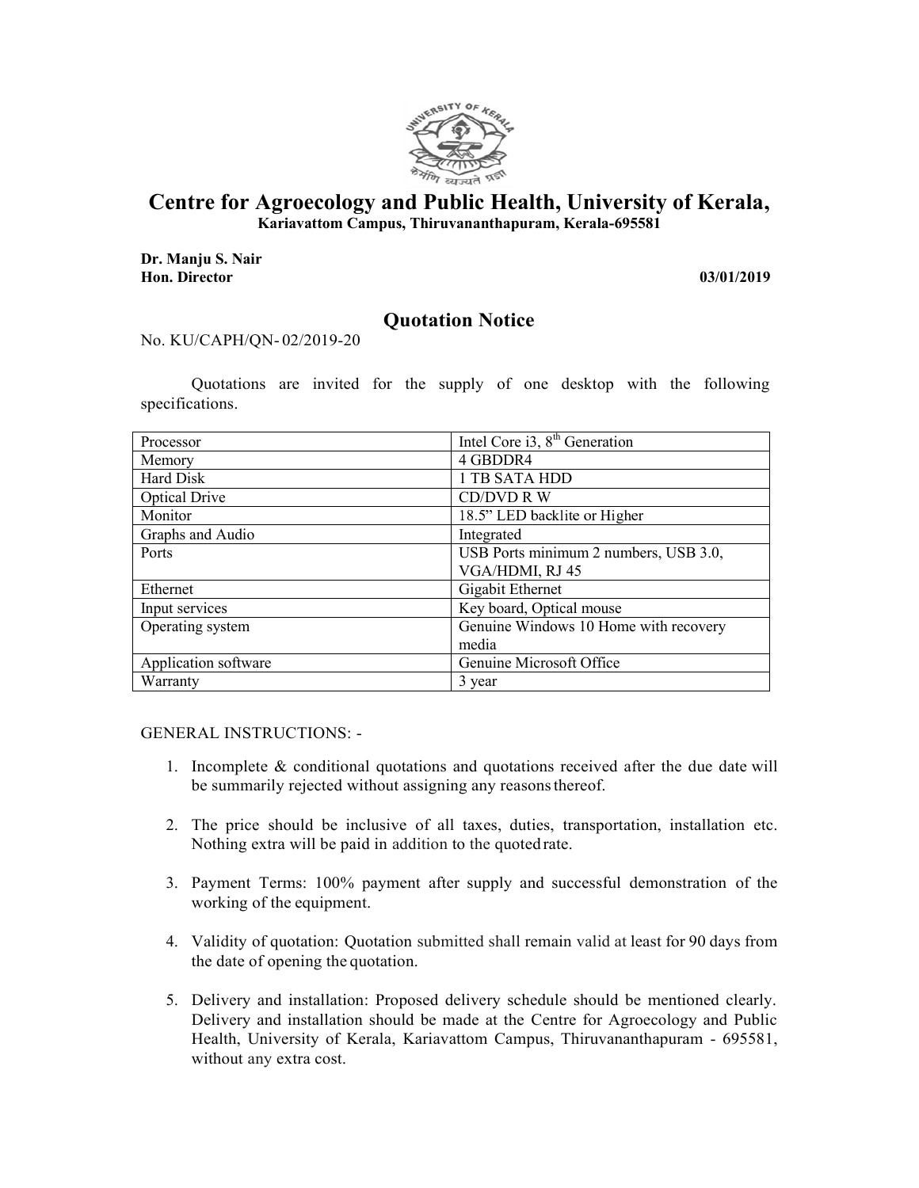# Centre for Agroecology and Public Health, University of Kerala,

**Kariavattom Campus, Thiruvananthapuram, Kerala-695581**

**Dr. Manju S. Nair**
**Hon. Director** **03/01/2019**

## Quotation Notice

No. KU/CAPH/QN- 02/2019-20

Quotations are invited for the supply of one desktop with the following specifications.

| Processor | Intel Core i3, 8th Generation |
|---|---|
| Memory | 4 GBDDR4 |
| Hard Disk | 1 TB SATA HDD |
| Optical Drive | CD/DVD R W |
| Monitor | 18.5" LED backlite or Higher |
| Graphs and Audio | Integrated |
| Ports | USB Ports minimum 2 numbers, USB 3.0, VGA/HDMI, RJ 45 |
| Ethernet | Gigabit Ethernet |
| Input services | Key board, Optical mouse |
| Operating system | Genuine Windows 10 Home with recovery media |
| Application software | Genuine Microsoft Office |
| Warranty | 3 year |

GENERAL INSTRUCTIONS: -

1. Incomplete & conditional quotations and quotations received after the due date will be summarily rejected without assigning any reasons thereof.
2. The price should be inclusive of all taxes, duties, transportation, installation etc. Nothing extra will be paid in addition to the quoted rate.
3. Payment Terms: 100% payment after supply and successful demonstration of the working of the equipment.
4. Validity of quotation: Quotation submitted shall remain valid at least for 90 days from the date of opening the quotation.
5. Delivery and installation: Proposed delivery schedule should be mentioned clearly. Delivery and installation should be made at the Centre for Agroecology and Public Health, University of Kerala, Kariavattom Campus, Thiruvananthapuram - 695581, without any extra cost.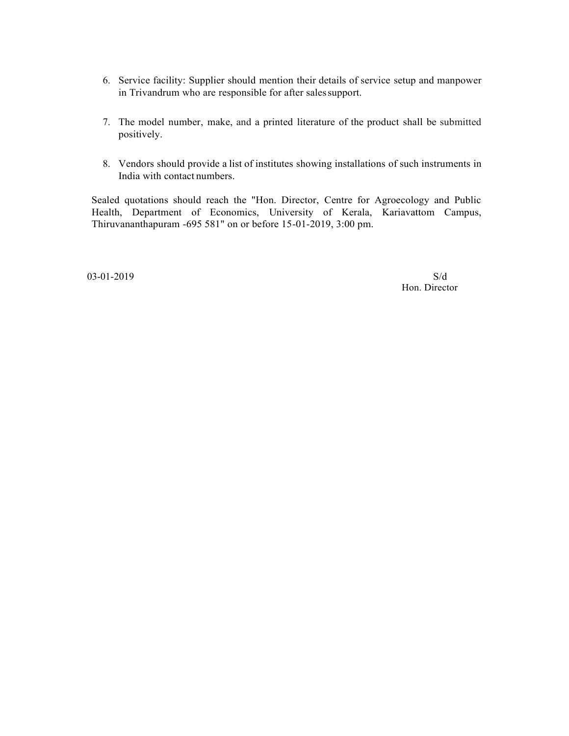6. Service facility: Supplier should mention their details of service setup and manpower in Trivandrum who are responsible for after sales support.

7. The model number, make, and a printed literature of the product shall be submitted positively.

8. Vendors should provide a list of institutes showing installations of such instruments in India with contact numbers.

Sealed quotations should reach the "Hon. Director, Centre for Agroecology and Public Health, Department of Economics, University of Kerala, Kariavattom Campus, Thiruvananthapuram -695 581" on or before 15-01-2019, 3:00 pm.

03-01-2019

S/d
Hon. Director